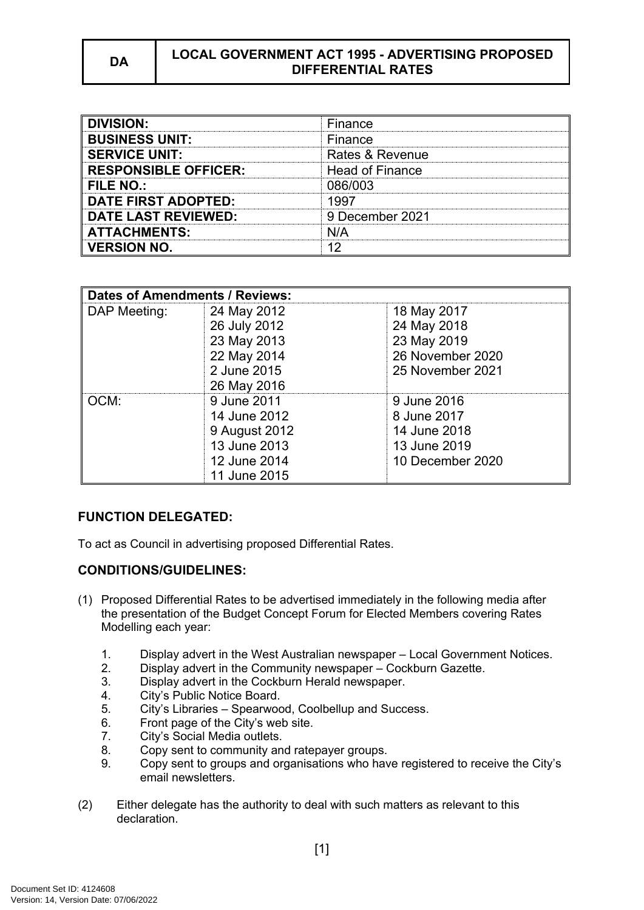| DA | LOCAL GOVERNMENT ACT 1995 - ADVERTISING PROPOSED DIFFERENTIAL RATES |
|---|---|

| | |
|---|---|
| **DIVISION:** | Finance |
| **BUSINESS UNIT:** | Finance |
| **SERVICE UNIT:** | Rates & Revenue |
| **RESPONSIBLE OFFICER:** | Head of Finance |
| **FILE NO.:** | 086/003 |
| **DATE FIRST ADOPTED:** | 1997 |
| **DATE LAST REVIEWED:** | 9 December 2021 |
| **ATTACHMENTS:** | N/A |
| **VERSION NO.** | 12 |

| **Dates of Amendments / Reviews:** | | |
|---|---|---|
| DAP Meeting: | 24 May 2012<br>26 July 2012<br>23 May 2013<br>22 May 2014<br>2 June 2015<br>26 May 2016 | 18 May 2017<br>24 May 2018<br>23 May 2019<br>26 November 2020<br>25 November 2021 |
| OCM: | 9 June 2011<br>14 June 2012<br>9 August 2012<br>13 June 2013<br>12 June 2014<br>11 June 2015 | 9 June 2016<br>8 June 2017<br>14 June 2018<br>13 June 2019<br>10 December 2020 |

## FUNCTION DELEGATED:

To act as Council in advertising proposed Differential Rates.

## CONDITIONS/GUIDELINES:

(1) Proposed Differential Rates to be advertised immediately in the following media after the presentation of the Budget Concept Forum for Elected Members covering Rates Modelling each year:

1. Display advert in the West Australian newspaper – Local Government Notices.
2. Display advert in the Community newspaper – Cockburn Gazette.
3. Display advert in the Cockburn Herald newspaper.
4. City's Public Notice Board.
5. City's Libraries – Spearwood, Coolbellup and Success.
6. Front page of the City's web site.
7. City's Social Media outlets.
8. Copy sent to community and ratepayer groups.
9. Copy sent to groups and organisations who have registered to receive the City's email newsletters.

(2) Either delegate has the authority to deal with such matters as relevant to this declaration.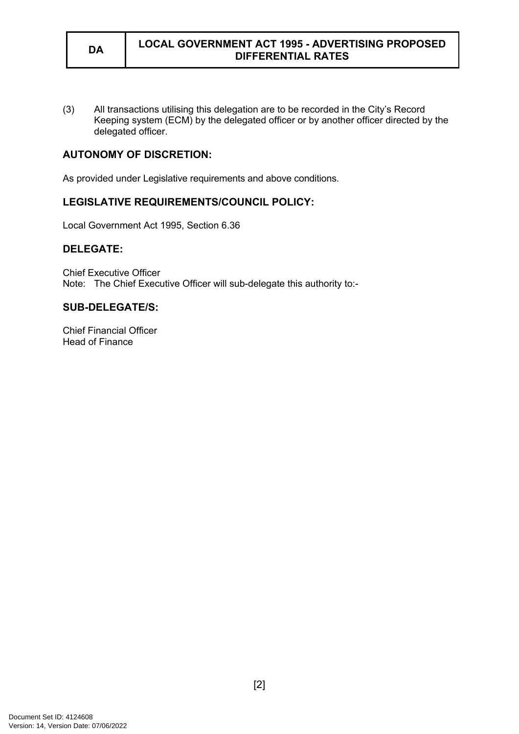(3) All transactions utilising this delegation are to be recorded in the City's Record Keeping system (ECM) by the delegated officer or by another officer directed by the delegated officer.

## AUTONOMY OF DISCRETION:

As provided under Legislative requirements and above conditions.

## LEGISLATIVE REQUIREMENTS/COUNCIL POLICY:

Local Government Act 1995, Section 6.36

## DELEGATE:

Chief Executive Officer
Note: The Chief Executive Officer will sub-delegate this authority to:-

## SUB-DELEGATE/S:

Chief Financial Officer
Head of Finance